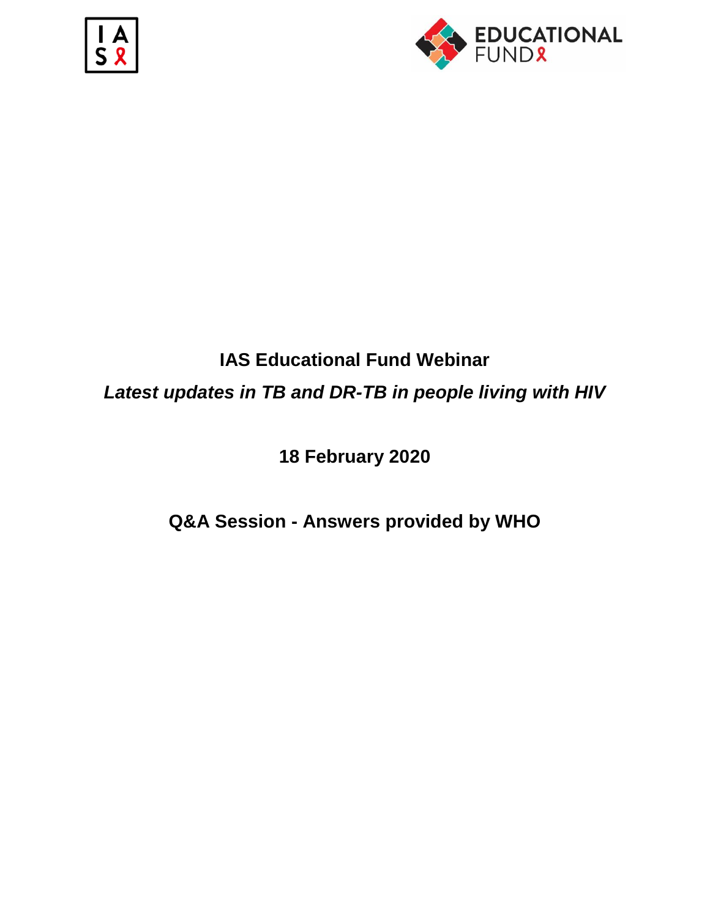# IAS Educational Fund Webinar

## *Latest updates in TB and DR-TB in people living with HIV*

**18 February 2020**

## Q&A Session - Answers provided by WHO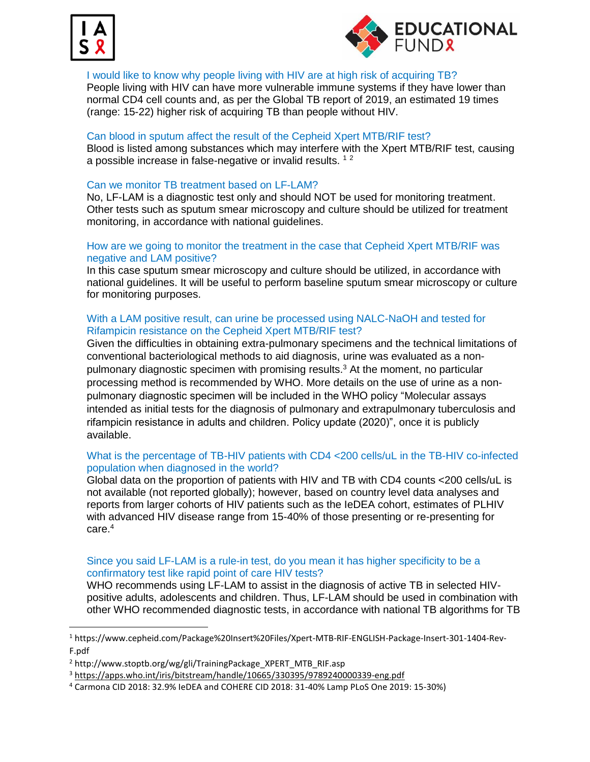### I would like to know why people living with HIV are at high risk of acquiring TB?

People living with HIV can have more vulnerable immune systems if they have lower than normal CD4 cell counts and, as per the Global TB report of 2019, an estimated 19 times (range: 15-22) higher risk of acquiring TB than people without HIV.

### Can blood in sputum affect the result of the Cepheid Xpert MTB/RIF test?

Blood is listed among substances which may interfere with the Xpert MTB/RIF test, causing a possible increase in false-negative or invalid results. [1] [2]

### Can we monitor TB treatment based on LF-LAM?

No, LF-LAM is a diagnostic test only and should NOT be used for monitoring treatment. Other tests such as sputum smear microscopy and culture should be utilized for treatment monitoring, in accordance with national guidelines.

### How are we going to monitor the treatment in the case that Cepheid Xpert MTB/RIF was negative and LAM positive?

In this case sputum smear microscopy and culture should be utilized, in accordance with national guidelines. It will be useful to perform baseline sputum smear microscopy or culture for monitoring purposes.

### With a LAM positive result, can urine be processed using NALC-NaOH and tested for Rifampicin resistance on the Cepheid Xpert MTB/RIF test?

Given the difficulties in obtaining extra-pulmonary specimens and the technical limitations of conventional bacteriological methods to aid diagnosis, urine was evaluated as a non-pulmonary diagnostic specimen with promising results.[3] At the moment, no particular processing method is recommended by WHO. More details on the use of urine as a non-pulmonary diagnostic specimen will be included in the WHO policy "Molecular assays intended as initial tests for the diagnosis of pulmonary and extrapulmonary tuberculosis and rifampicin resistance in adults and children. Policy update (2020)", once it is publicly available.

### What is the percentage of TB-HIV patients with CD4 <200 cells/uL in the TB-HIV co-infected population when diagnosed in the world?

Global data on the proportion of patients with HIV and TB with CD4 counts <200 cells/uL is not available (not reported globally); however, based on country level data analyses and reports from larger cohorts of HIV patients such as the IeDEA cohort, estimates of PLHIV with advanced HIV disease range from 15-40% of those presenting or re-presenting for care.[4]

### Since you said LF-LAM is a rule-in test, do you mean it has higher specificity to be a confirmatory test like rapid point of care HIV tests?

WHO recommends using LF-LAM to assist in the diagnosis of active TB in selected HIV-positive adults, adolescents and children. Thus, LF-LAM should be used in combination with other WHO recommended diagnostic tests, in accordance with national TB algorithms for TB

---

[1] https://www.cepheid.com/Package%20Insert%20Files/Xpert-MTB-RIF-ENGLISH-Package-Insert-301-1404-Rev-F.pdf

[2] http://www.stoptb.org/wg/gli/TrainingPackage_XPERT_MTB_RIF.asp

[3] https://apps.who.int/iris/bitstream/handle/10665/330395/9789240000339-eng.pdf

[4] Carmona CID 2018: 32.9% IeDEA and COHERE CID 2018: 31-40% Lamp PLoS One 2019: 15-30%)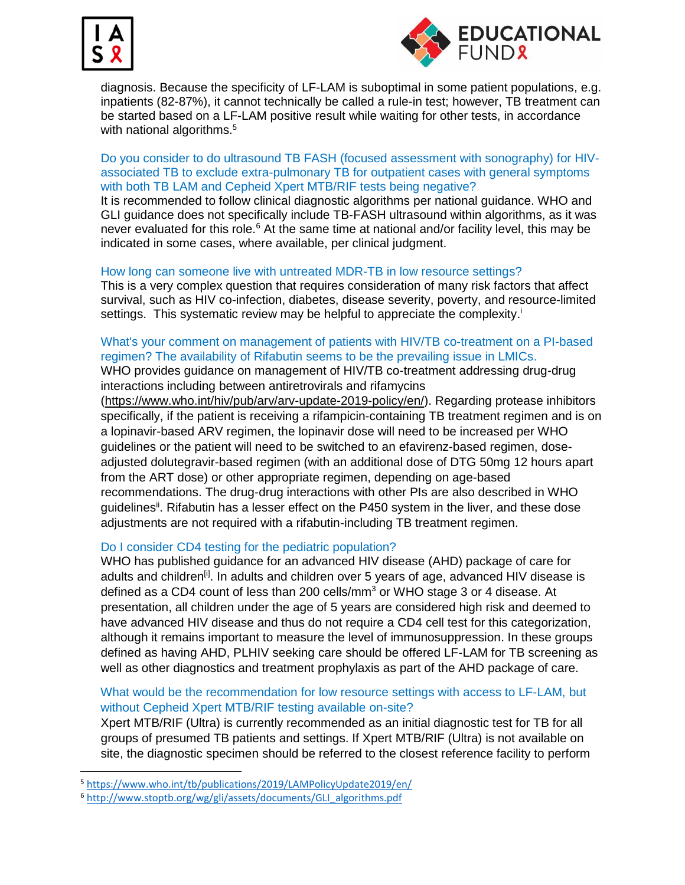diagnosis. Because the specificity of LF-LAM is suboptimal in some patient populations, e.g. inpatients (82-87%), it cannot technically be called a rule-in test; however, TB treatment can be started based on a LF-LAM positive result while waiting for other tests, in accordance with national algorithms.[5]

### Do you consider to do ultrasound TB FASH (focused assessment with sonography) for HIV-associated TB to exclude extra-pulmonary TB for outpatient cases with general symptoms with both TB LAM and Cepheid Xpert MTB/RIF tests being negative?

It is recommended to follow clinical diagnostic algorithms per national guidance. WHO and GLI guidance does not specifically include TB-FASH ultrasound within algorithms, as it was never evaluated for this role.[6] At the same time at national and/or facility level, this may be indicated in some cases, where available, per clinical judgment.

### How long can someone live with untreated MDR-TB in low resource settings?

This is a very complex question that requires consideration of many risk factors that affect survival, such as HIV co-infection, diabetes, disease severity, poverty, and resource-limited settings. This systematic review may be helpful to appreciate the complexity.[i]

### What's your comment on management of patients with HIV/TB co-treatment on a PI-based regimen? The availability of Rifabutin seems to be the prevailing issue in LMICs.

WHO provides guidance on management of HIV/TB co-treatment addressing drug-drug interactions including between antiretrovirals and rifamycins (https://www.who.int/hiv/pub/arv/arv-update-2019-policy/en/). Regarding protease inhibitors specifically, if the patient is receiving a rifampicin-containing TB treatment regimen and is on a lopinavir-based ARV regimen, the lopinavir dose will need to be increased per WHO guidelines or the patient will need to be switched to an efavirenz-based regimen, dose-adjusted dolutegravir-based regimen (with an additional dose of DTG 50mg 12 hours apart from the ART dose) or other appropriate regimen, depending on age-based recommendations. The drug-drug interactions with other PIs are also described in WHO guidelines[ii]. Rifabutin has a lesser effect on the P450 system in the liver, and these dose adjustments are not required with a rifabutin-including TB treatment regimen.

### Do I consider CD4 testing for the pediatric population?

WHO has published guidance for an advanced HIV disease (AHD) package of care for adults and children[i]. In adults and children over 5 years of age, advanced HIV disease is defined as a CD4 count of less than 200 cells/mm$^3$ or WHO stage 3 or 4 disease. At presentation, all children under the age of 5 years are considered high risk and deemed to have advanced HIV disease and thus do not require a CD4 cell test for this categorization, although it remains important to measure the level of immunosuppression. In these groups defined as having AHD, PLHIV seeking care should be offered LF-LAM for TB screening as well as other diagnostics and treatment prophylaxis as part of the AHD package of care.

### What would be the recommendation for low resource settings with access to LF-LAM, but without Cepheid Xpert MTB/RIF testing available on-site?

Xpert MTB/RIF (Ultra) is currently recommended as an initial diagnostic test for TB for all groups of presumed TB patients and settings. If Xpert MTB/RIF (Ultra) is not available on site, the diagnostic specimen should be referred to the closest reference facility to perform

---

[5] https://www.who.int/tb/publications/2019/LAMPolicyUpdate2019/en/

[6] http://www.stoptb.org/wg/gli/assets/documents/GLI_algorithms.pdf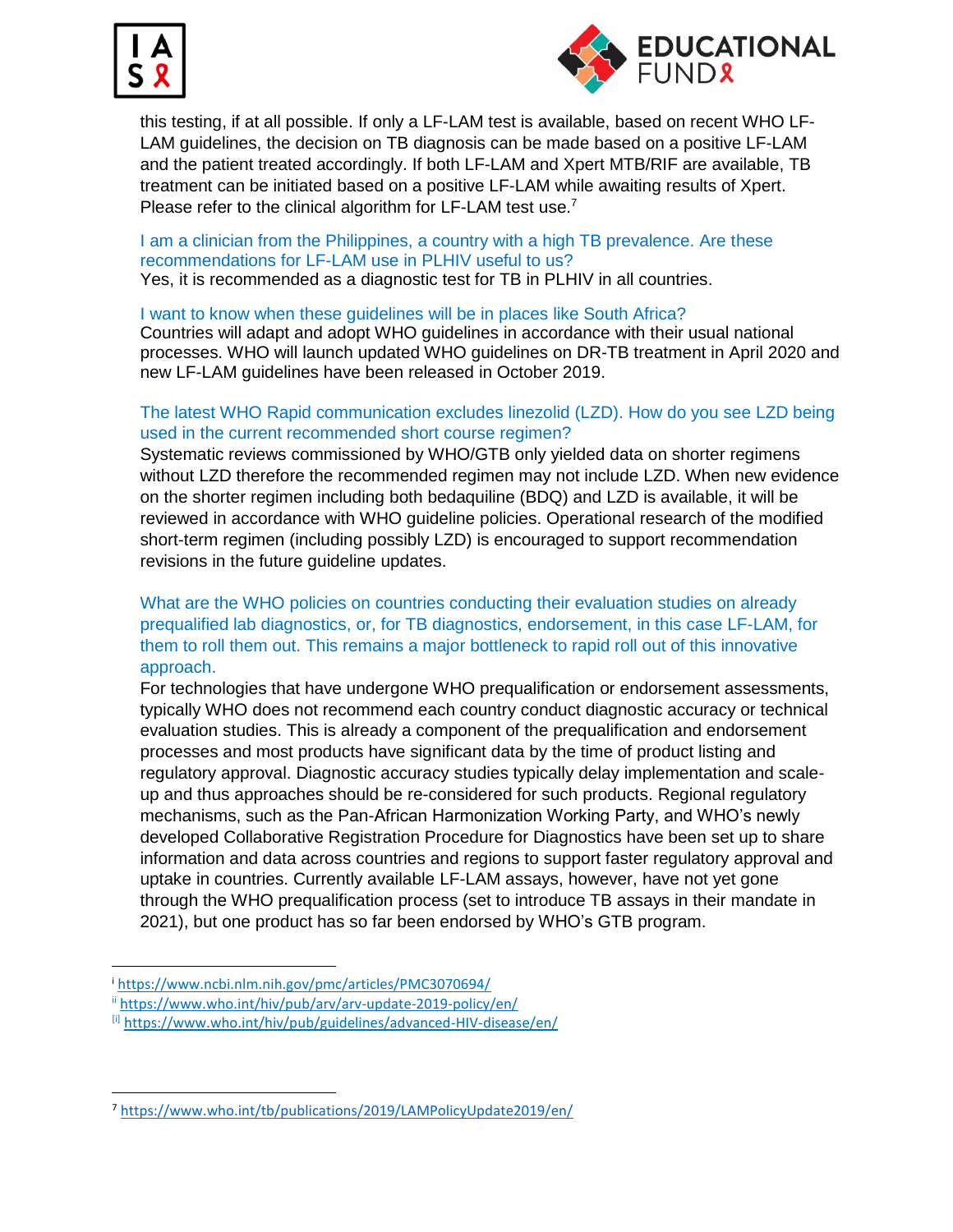this testing, if at all possible. If only a LF-LAM test is available, based on recent WHO LF-LAM guidelines, the decision on TB diagnosis can be made based on a positive LF-LAM and the patient treated accordingly. If both LF-LAM and Xpert MTB/RIF are available, TB treatment can be initiated based on a positive LF-LAM while awaiting results of Xpert. Please refer to the clinical algorithm for LF-LAM test use.[7]

**I am a clinician from the Philippines, a country with a high TB prevalence. Are these recommendations for LF-LAM use in PLHIV useful to us?**

Yes, it is recommended as a diagnostic test for TB in PLHIV in all countries.

**I want to know when these guidelines will be in places like South Africa?**

Countries will adapt and adopt WHO guidelines in accordance with their usual national processes. WHO will launch updated WHO guidelines on DR-TB treatment in April 2020 and new LF-LAM guidelines have been released in October 2019.

**The latest WHO Rapid communication excludes linezolid (LZD). How do you see LZD being used in the current recommended short course regimen?**

Systematic reviews commissioned by WHO/GTB only yielded data on shorter regimens without LZD therefore the recommended regimen may not include LZD. When new evidence on the shorter regimen including both bedaquiline (BDQ) and LZD is available, it will be reviewed in accordance with WHO guideline policies. Operational research of the modified short-term regimen (including possibly LZD) is encouraged to support recommendation revisions in the future guideline updates.

**What are the WHO policies on countries conducting their evaluation studies on already prequalified lab diagnostics, or, for TB diagnostics, endorsement, in this case LF-LAM, for them to roll them out. This remains a major bottleneck to rapid roll out of this innovative approach.**

For technologies that have undergone WHO prequalification or endorsement assessments, typically WHO does not recommend each country conduct diagnostic accuracy or technical evaluation studies. This is already a component of the prequalification and endorsement processes and most products have significant data by the time of product listing and regulatory approval. Diagnostic accuracy studies typically delay implementation and scale-up and thus approaches should be re-considered for such products. Regional regulatory mechanisms, such as the Pan-African Harmonization Working Party, and WHO's newly developed Collaborative Registration Procedure for Diagnostics have been set up to share information and data across countries and regions to support faster regulatory approval and uptake in countries. Currently available LF-LAM assays, however, have not yet gone through the WHO prequalification process (set to introduce TB assays in their mandate in 2021), but one product has so far been endorsed by WHO's GTB program.

---

[i] https://www.ncbi.nlm.nih.gov/pmc/articles/PMC3070694/

[ii] https://www.who.int/hiv/pub/arv/arv-update-2019-policy/en/

[i] https://www.who.int/hiv/pub/guidelines/advanced-HIV-disease/en/

---

[7] https://www.who.int/tb/publications/2019/LAMPolicyUpdate2019/en/